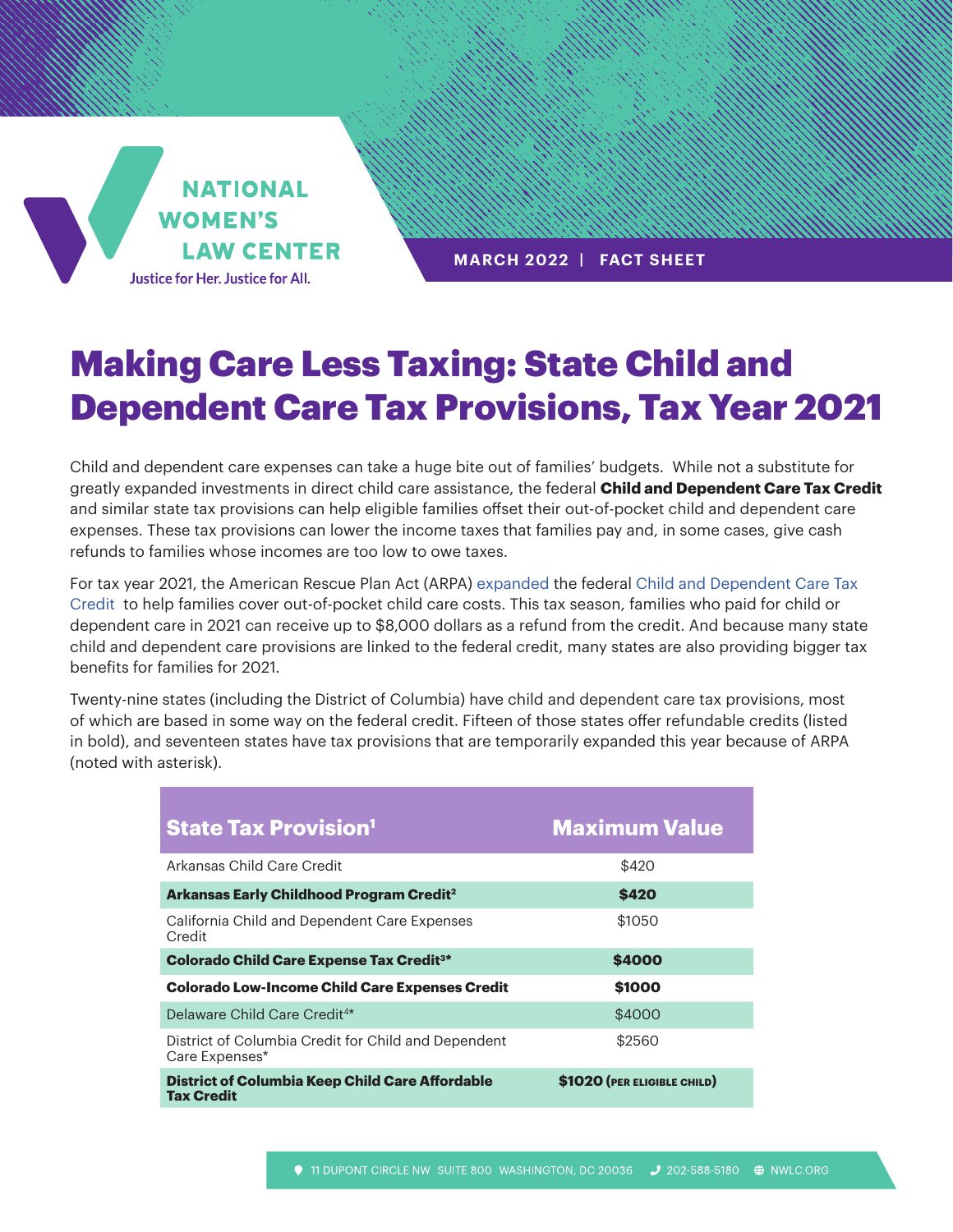MARCH 2022 | FACT SHEET

# Making Care Less Taxing: State Child and Dependent Care Tax Provisions, Tax Year 2021

Child and dependent care expenses can take a huge bite out of families' budgets. While not a substitute for greatly expanded investments in direct child care assistance, the federal **Child and Dependent Care Tax Credit** and similar state tax provisions can help eligible families offset their out-of-pocket child and dependent care expenses. These tax provisions can lower the income taxes that families pay and, in some cases, give cash refunds to families whose incomes are too low to owe taxes.

For tax year 2021, the American Rescue Plan Act (ARPA) expanded the federal Child and Dependent Care Tax Credit to help families cover out-of-pocket child care costs. This tax season, families who paid for child or dependent care in 2021 can receive up to $8,000 dollars as a refund from the credit. And because many state child and dependent care provisions are linked to the federal credit, many states are also providing bigger tax benefits for families for 2021.

Twenty-nine states (including the District of Columbia) have child and dependent care tax provisions, most of which are based in some way on the federal credit. Fifteen of those states offer refundable credits (listed in bold), and seventeen states have tax provisions that are temporarily expanded this year because of ARPA (noted with asterisk).

| State Tax Provision[1] | Maximum Value |
|---|---|
| Arkansas Child Care Credit | $420 |
| **Arkansas Early Childhood Program Credit[2]** | **$420** |
| California Child and Dependent Care Expenses Credit | $1050 |
| **Colorado Child Care Expense Tax Credit[3]*** | **$4000** |
| **Colorado Low-Income Child Care Expenses Credit** | **$1000** |
| Delaware Child Care Credit[4]* | $4000 |
| District of Columbia Credit for Child and Dependent Care Expenses* | $2560 |
| **District of Columbia Keep Child Care Affordable Tax Credit** | **$1020 (PER ELIGIBLE CHILD)** |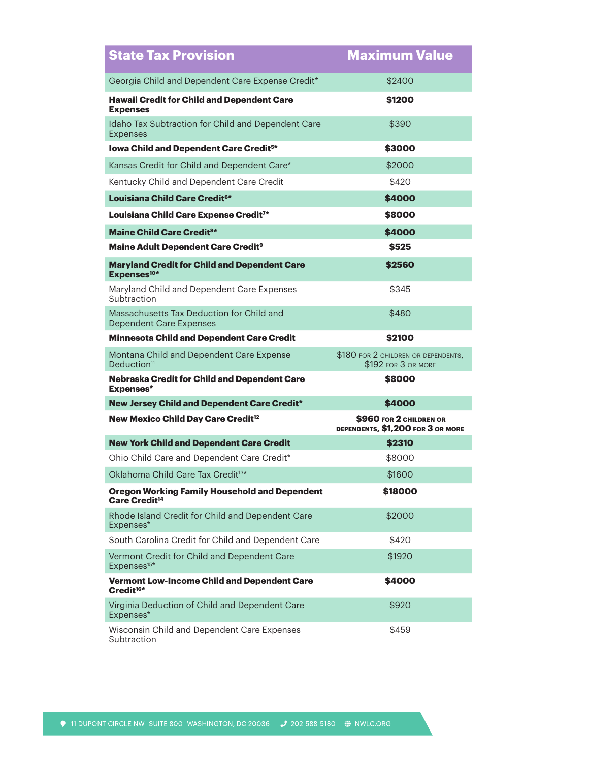| State Tax Provision | Maximum Value |
|---|---|
| Georgia Child and Dependent Care Expense Credit* | $2400 |
| **Hawaii Credit for Child and Dependent Care Expenses** | **$1200** |
| Idaho Tax Subtraction for Child and Dependent Care Expenses | $390 |
| **Iowa Child and Dependent Care Credit[5]*** | **$3000** |
| Kansas Credit for Child and Dependent Care* | $2000 |
| Kentucky Child and Dependent Care Credit | $420 |
| **Louisiana Child Care Credit[6]*** | **$4000** |
| **Louisiana Child Care Expense Credit[7]*** | **$8000** |
| **Maine Child Care Credit[8]*** | **$4000** |
| **Maine Adult Dependent Care Credit[9]** | **$525** |
| **Maryland Credit for Child and Dependent Care Expenses[10]*** | **$2560** |
| Maryland Child and Dependent Care Expenses Subtraction | $345 |
| Massachusetts Tax Deduction for Child and Dependent Care Expenses | $480 |
| **Minnesota Child and Dependent Care Credit** | **$2100** |
| Montana Child and Dependent Care Expense Deduction[11] | $180 for 2 children or dependents, $192 for 3 or more |
| **Nebraska Credit for Child and Dependent Care Expenses*** | **$8000** |
| **New Jersey Child and Dependent Care Credit*** | **$4000** |
| **New Mexico Child Day Care Credit[12]** | **$960 for 2 children or dependents, $1,200 for 3 or more** |
| **New York Child and Dependent Care Credit** | **$2310** |
| Ohio Child Care and Dependent Care Credit* | $8000 |
| Oklahoma Child Care Tax Credit[13]* | $1600 |
| **Oregon Working Family Household and Dependent Care Credit[14]** | **$18000** |
| Rhode Island Credit for Child and Dependent Care Expenses* | $2000 |
| South Carolina Credit for Child and Dependent Care | $420 |
| Vermont Credit for Child and Dependent Care Expenses[15]* | $1920 |
| **Vermont Low-Income Child and Dependent Care Credit[16]*** | **$4000** |
| Virginia Deduction of Child and Dependent Care Expenses* | $920 |
| Wisconsin Child and Dependent Care Expenses Subtraction | $459 |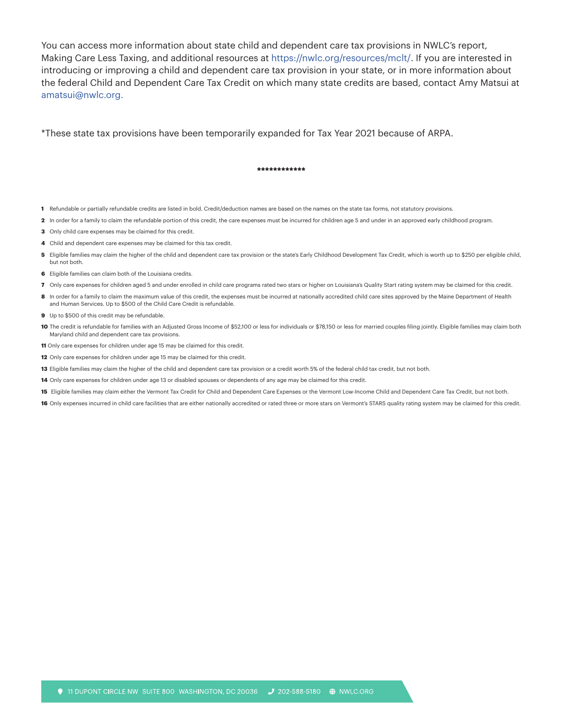You can access more information about state child and dependent care tax provisions in NWLC's report, Making Care Less Taxing, and additional resources at https://nwlc.org/resources/mclt/. If you are interested in introducing or improving a child and dependent care tax provision in your state, or in more information about the federal Child and Dependent Care Tax Credit on which many state credits are based, contact Amy Matsui at amatsui@nwlc.org.

*These state tax provisions have been temporarily expanded for Tax Year 2021 because of ARPA.

************

**1** Refundable or partially refundable credits are listed in bold. Credit/deduction names are based on the names on the state tax forms, not statutory provisions.

**2** In order for a family to claim the refundable portion of this credit, the care expenses must be incurred for children age 5 and under in an approved early childhood program.

**3** Only child care expenses may be claimed for this credit.

**4** Child and dependent care expenses may be claimed for this tax credit.

**5** Eligible families may claim the higher of the child and dependent care tax provision or the state's Early Childhood Development Tax Credit, which is worth up to $250 per eligible child, but not both.

**6** Eligible families can claim both of the Louisiana credits.

**7** Only care expenses for children aged 5 and under enrolled in child care programs rated two stars or higher on Louisiana's Quality Start rating system may be claimed for this credit.

**8** In order for a family to claim the maximum value of this credit, the expenses must be incurred at nationally accredited child care sites approved by the Maine Department of Health and Human Services. Up to $500 of the Child Care Credit is refundable.

**9** Up to $500 of this credit may be refundable.

**10** The credit is refundable for families with an Adjusted Gross Income of $52,100 or less for individuals or $78,150 or less for married couples filing jointly. Eligible families may claim both Maryland child and dependent care tax provisions.

**11** Only care expenses for children under age 15 may be claimed for this credit.

**12** Only care expenses for children under age 15 may be claimed for this credit.

**13** Eligible families may claim the higher of the child and dependent care tax provision or a credit worth 5% of the federal child tax credit, but not both.

**14** Only care expenses for children under age 13 or disabled spouses or dependents of any age may be claimed for this credit.

**15** Eligible families may claim either the Vermont Tax Credit for Child and Dependent Care Expenses or the Vermont Low-Income Child and Dependent Care Tax Credit, but not both.

**16** Only expenses incurred in child care facilities that are either nationally accredited or rated three or more stars on Vermont's STARS quality rating system may be claimed for this credit.

11 DUPONT CIRCLE NW SUITE 800 WASHINGTON, DC 20036 202-588-5180 NWLC.ORG